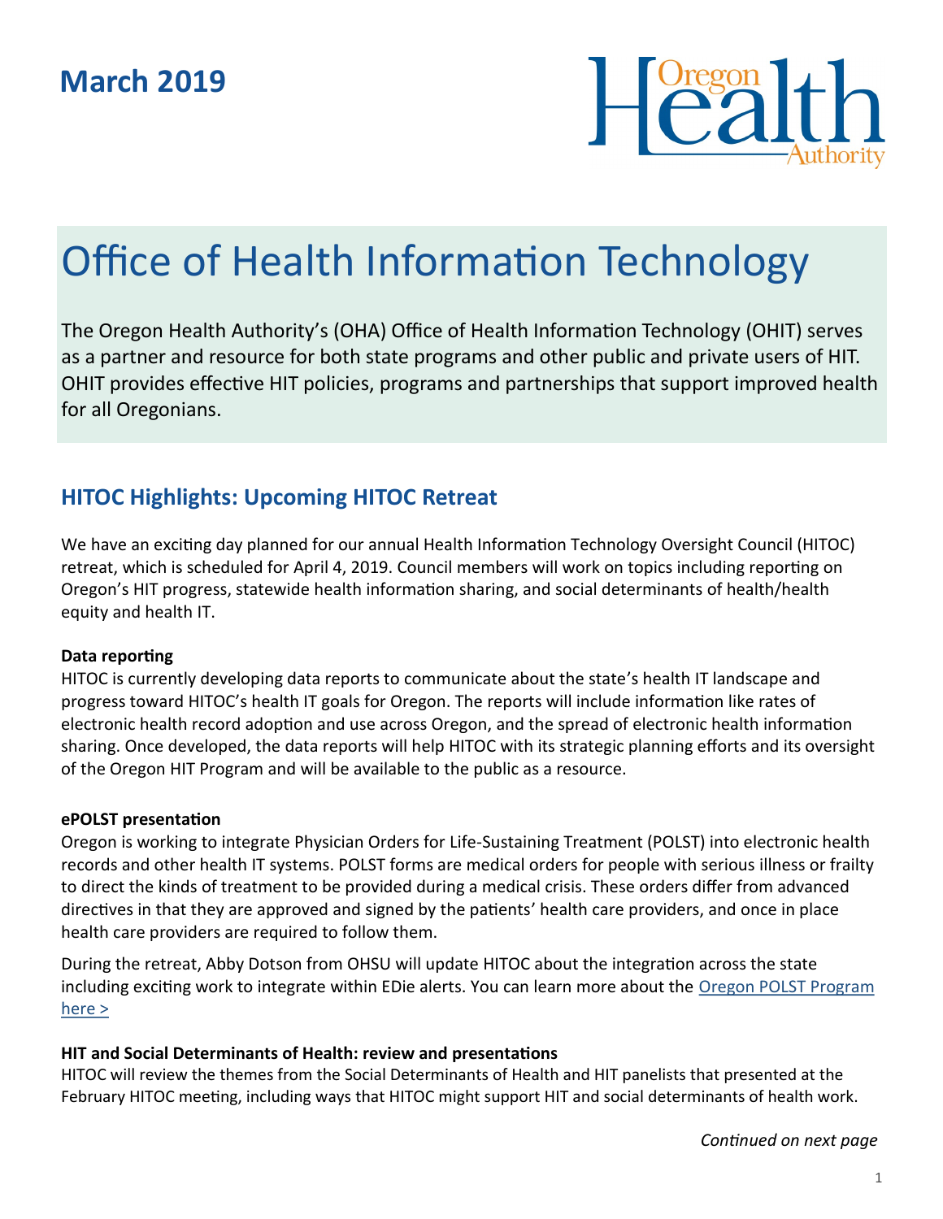**March 2019**

Oregon Health Authority

# Office of Health Information Technology

The Oregon Health Authority's (OHA) Office of Health Information Technology (OHIT) serves as a partner and resource for both state programs and other public and private users of HIT. OHIT provides effective HIT policies, programs and partnerships that support improved health for all Oregonians.

## HITOC Highlights: Upcoming HITOC Retreat

We have an exciting day planned for our annual Health Information Technology Oversight Council (HITOC) retreat, which is scheduled for April 4, 2019. Council members will work on topics including reporting on Oregon's HIT progress, statewide health information sharing, and social determinants of health/health equity and health IT.

**Data reporting**

HITOC is currently developing data reports to communicate about the state's health IT landscape and progress toward HITOC's health IT goals for Oregon. The reports will include information like rates of electronic health record adoption and use across Oregon, and the spread of electronic health information sharing. Once developed, the data reports will help HITOC with its strategic planning efforts and its oversight of the Oregon HIT Program and will be available to the public as a resource.

**ePOLST presentation**

Oregon is working to integrate Physician Orders for Life-Sustaining Treatment (POLST) into electronic health records and other health IT systems. POLST forms are medical orders for people with serious illness or frailty to direct the kinds of treatment to be provided during a medical crisis. These orders differ from advanced directives in that they are approved and signed by the patients' health care providers, and once in place health care providers are required to follow them.

During the retreat, Abby Dotson from OHSU will update HITOC about the integration across the state including exciting work to integrate within EDie alerts. You can learn more about the Oregon POLST Program here >

**HIT and Social Determinants of Health: review and presentations**

HITOC will review the themes from the Social Determinants of Health and HIT panelists that presented at the February HITOC meeting, including ways that HITOC might support HIT and social determinants of health work.

*Continued on next page*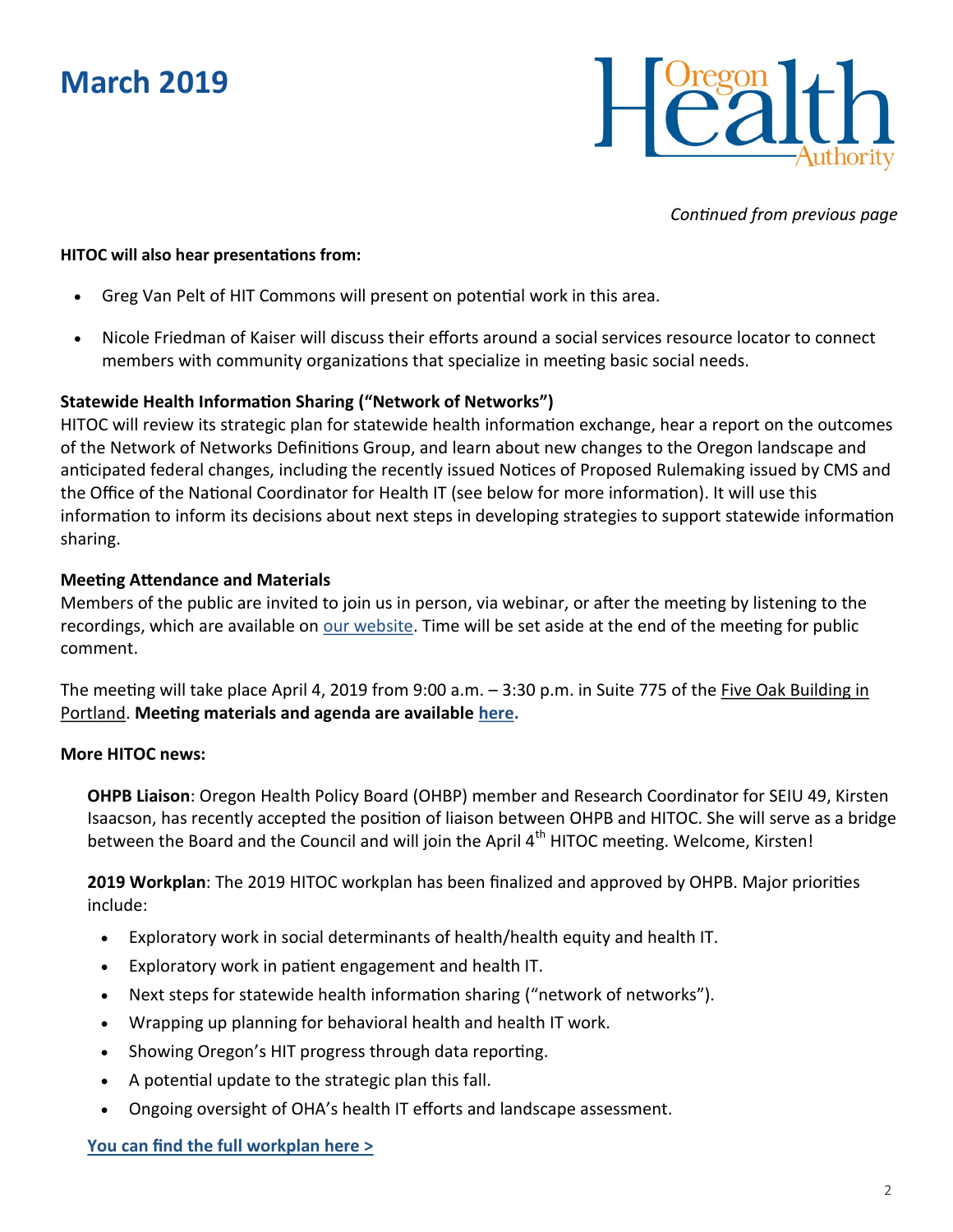*Continued from previous page*

**HITOC will also hear presentations from:**

- Greg Van Pelt of HIT Commons will present on potential work in this area.
- Nicole Friedman of Kaiser will discuss their efforts around a social services resource locator to connect members with community organizations that specialize in meeting basic social needs.

**Statewide Health Information Sharing ("Network of Networks")**

HITOC will review its strategic plan for statewide health information exchange, hear a report on the outcomes of the Network of Networks Definitions Group, and learn about new changes to the Oregon landscape and anticipated federal changes, including the recently issued Notices of Proposed Rulemaking issued by CMS and the Office of the National Coordinator for Health IT (see below for more information). It will use this information to inform its decisions about next steps in developing strategies to support statewide information sharing.

**Meeting Attendance and Materials**

Members of the public are invited to join us in person, via webinar, or after the meeting by listening to the recordings, which are available on our website. Time will be set aside at the end of the meeting for public comment.

The meeting will take place April 4, 2019 from 9:00 a.m. – 3:30 p.m. in Suite 775 of the Five Oak Building in Portland. **Meeting materials and agenda are available here.**

**More HITOC news:**

**OHPB Liaison**: Oregon Health Policy Board (OHBP) member and Research Coordinator for SEIU 49, Kirsten Isaacson, has recently accepted the position of liaison between OHPB and HITOC. She will serve as a bridge between the Board and the Council and will join the April 4th HITOC meeting. Welcome, Kirsten!

**2019 Workplan**: The 2019 HITOC workplan has been finalized and approved by OHPB. Major priorities include:

- Exploratory work in social determinants of health/health equity and health IT.
- Exploratory work in patient engagement and health IT.
- Next steps for statewide health information sharing ("network of networks").
- Wrapping up planning for behavioral health and health IT work.
- Showing Oregon's HIT progress through data reporting.
- A potential update to the strategic plan this fall.
- Ongoing oversight of OHA's health IT efforts and landscape assessment.

**You can find the full workplan here >**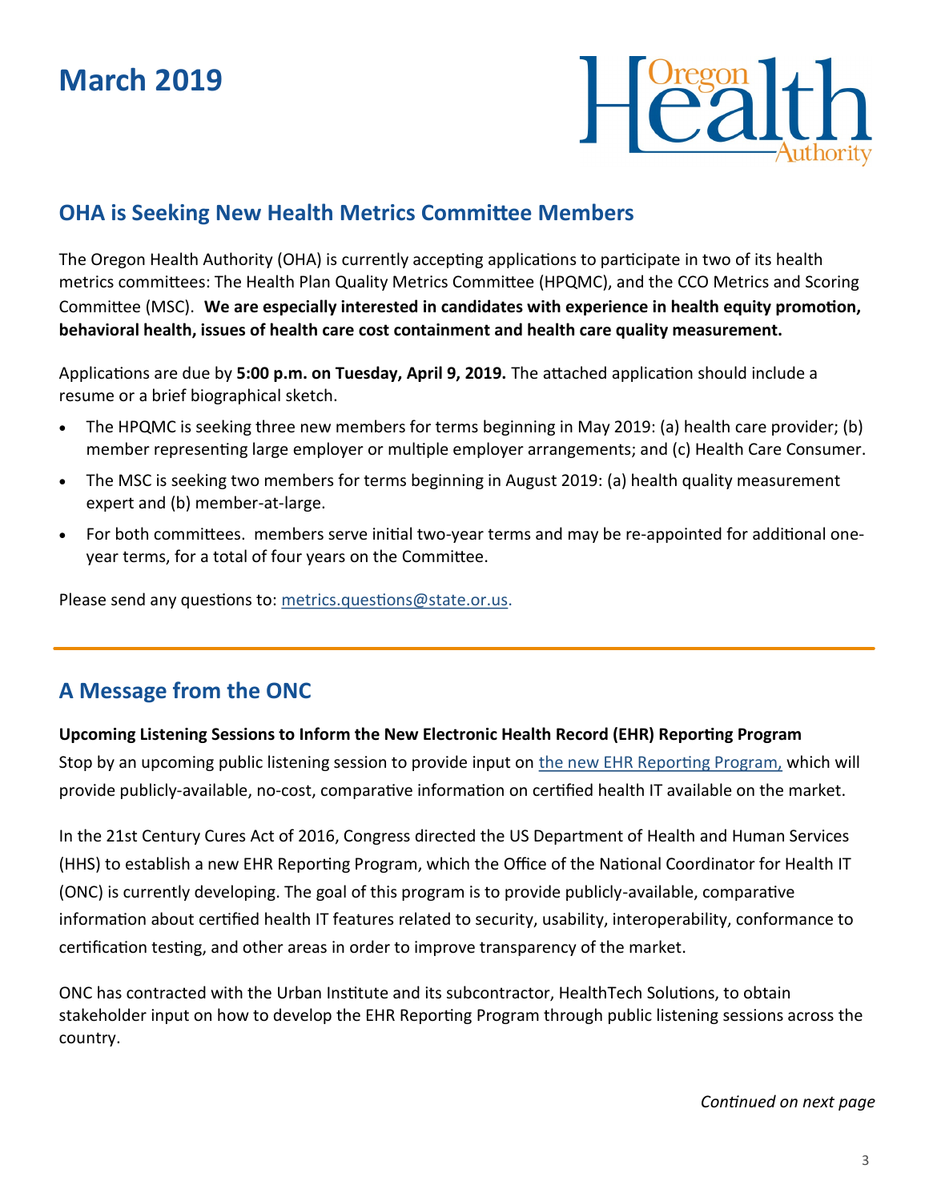# March 2019

## OHA is Seeking New Health Metrics Committee Members

The Oregon Health Authority (OHA) is currently accepting applications to participate in two of its health metrics committees: The Health Plan Quality Metrics Committee (HPQMC), and the CCO Metrics and Scoring Committee (MSC). **We are especially interested in candidates with experience in health equity promotion, behavioral health, issues of health care cost containment and health care quality measurement.**

Applications are due by **5:00 p.m. on Tuesday, April 9, 2019.** The attached application should include a resume or a brief biographical sketch.

- The HPQMC is seeking three new members for terms beginning in May 2019: (a) health care provider; (b) member representing large employer or multiple employer arrangements; and (c) Health Care Consumer.
- The MSC is seeking two members for terms beginning in August 2019: (a) health quality measurement expert and (b) member-at-large.
- For both committees. members serve initial two-year terms and may be re-appointed for additional one-year terms, for a total of four years on the Committee.

Please send any questions to: metrics.questions@state.or.us.

## A Message from the ONC

**Upcoming Listening Sessions to Inform the New Electronic Health Record (EHR) Reporting Program**

Stop by an upcoming public listening session to provide input on the new EHR Reporting Program, which will provide publicly-available, no-cost, comparative information on certified health IT available on the market.

In the 21st Century Cures Act of 2016, Congress directed the US Department of Health and Human Services (HHS) to establish a new EHR Reporting Program, which the Office of the National Coordinator for Health IT (ONC) is currently developing. The goal of this program is to provide publicly-available, comparative information about certified health IT features related to security, usability, interoperability, conformance to certification testing, and other areas in order to improve transparency of the market.

ONC has contracted with the Urban Institute and its subcontractor, HealthTech Solutions, to obtain stakeholder input on how to develop the EHR Reporting Program through public listening sessions across the country.

*Continued on next page*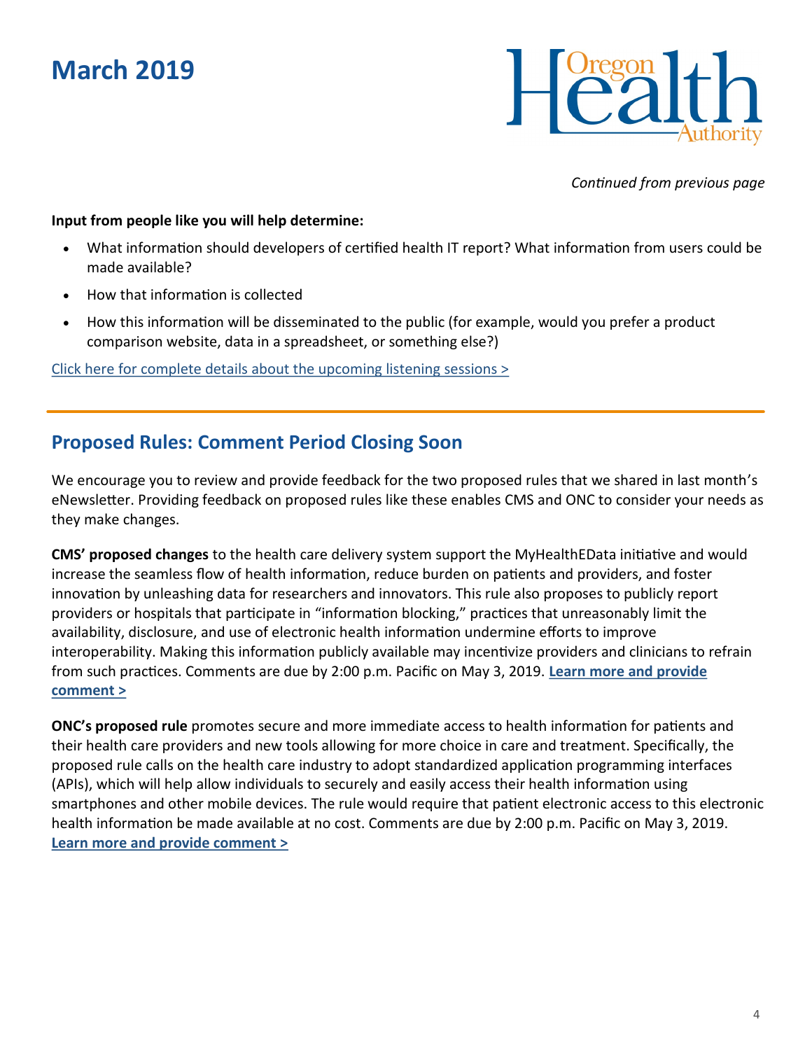*Continued from previous page*

**Input from people like you will help determine:**

- What information should developers of certified health IT report? What information from users could be made available?
- How that information is collected
- How this information will be disseminated to the public (for example, would you prefer a product comparison website, data in a spreadsheet, or something else?)

Click here for complete details about the upcoming listening sessions >

## Proposed Rules: Comment Period Closing Soon

We encourage you to review and provide feedback for the two proposed rules that we shared in last month's eNewsletter. Providing feedback on proposed rules like these enables CMS and ONC to consider your needs as they make changes.

**CMS' proposed changes** to the health care delivery system support the MyHealthEData initiative and would increase the seamless flow of health information, reduce burden on patients and providers, and foster innovation by unleashing data for researchers and innovators. This rule also proposes to publicly report providers or hospitals that participate in "information blocking," practices that unreasonably limit the availability, disclosure, and use of electronic health information undermine efforts to improve interoperability. Making this information publicly available may incentivize providers and clinicians to refrain from such practices. Comments are due by 2:00 p.m. Pacific on May 3, 2019. **Learn more and provide comment >**

**ONC's proposed rule** promotes secure and more immediate access to health information for patients and their health care providers and new tools allowing for more choice in care and treatment. Specifically, the proposed rule calls on the health care industry to adopt standardized application programming interfaces (APIs), which will help allow individuals to securely and easily access their health information using smartphones and other mobile devices. The rule would require that patient electronic access to this electronic health information be made available at no cost. Comments are due by 2:00 p.m. Pacific on May 3, 2019. **Learn more and provide comment >**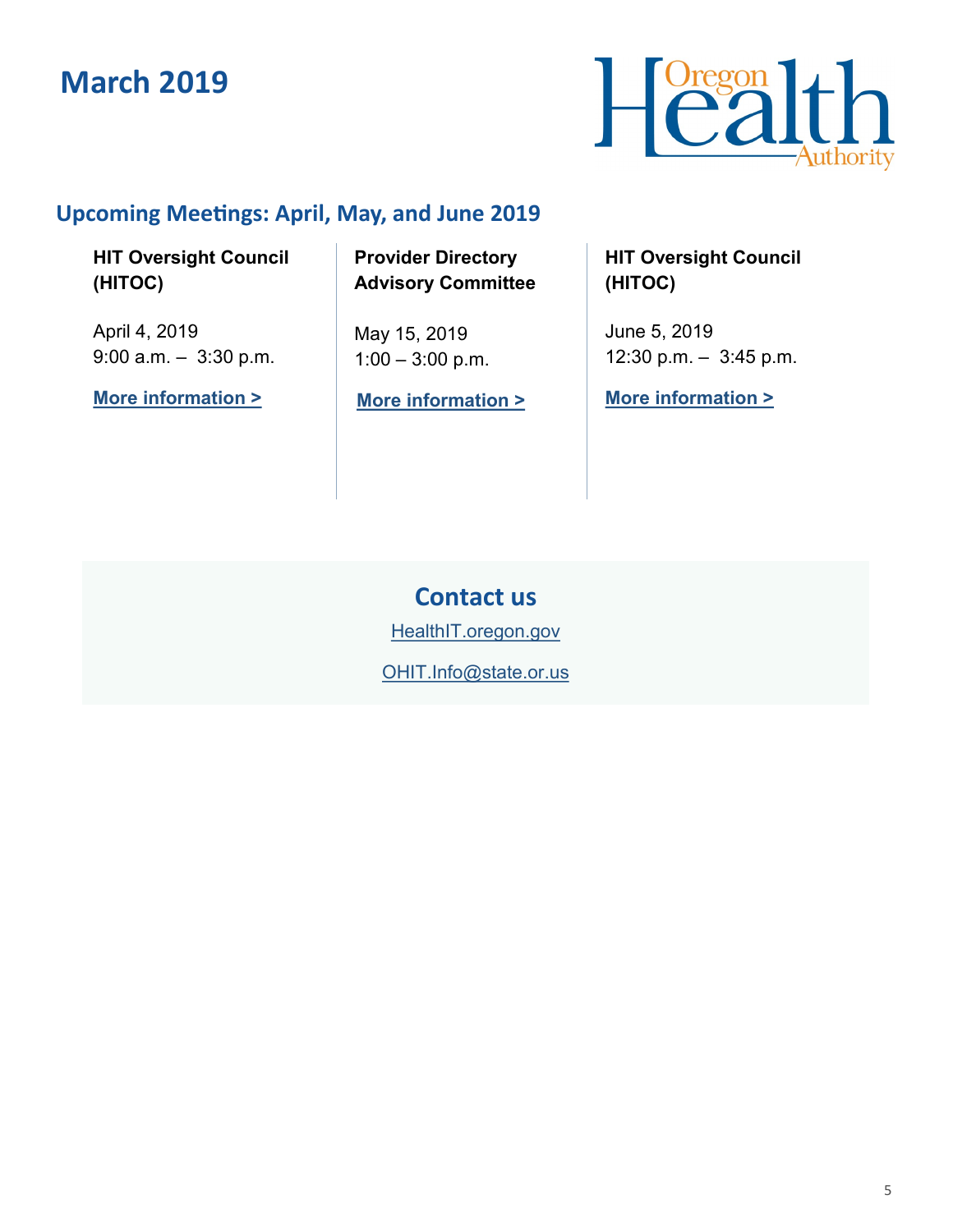# March 2019

## Upcoming Meetings: April, May, and June 2019

**HIT Oversight Council (HITOC)**

April 4, 2019
9:00 a.m. – 3:30 p.m.

**More information >**

**Provider Directory Advisory Committee**

May 15, 2019
1:00 – 3:00 p.m.

**More information >**

**HIT Oversight Council (HITOC)**

June 5, 2019
12:30 p.m. – 3:45 p.m.

**More information >**

## Contact us

HealthIT.oregon.gov

OHIT.Info@state.or.us